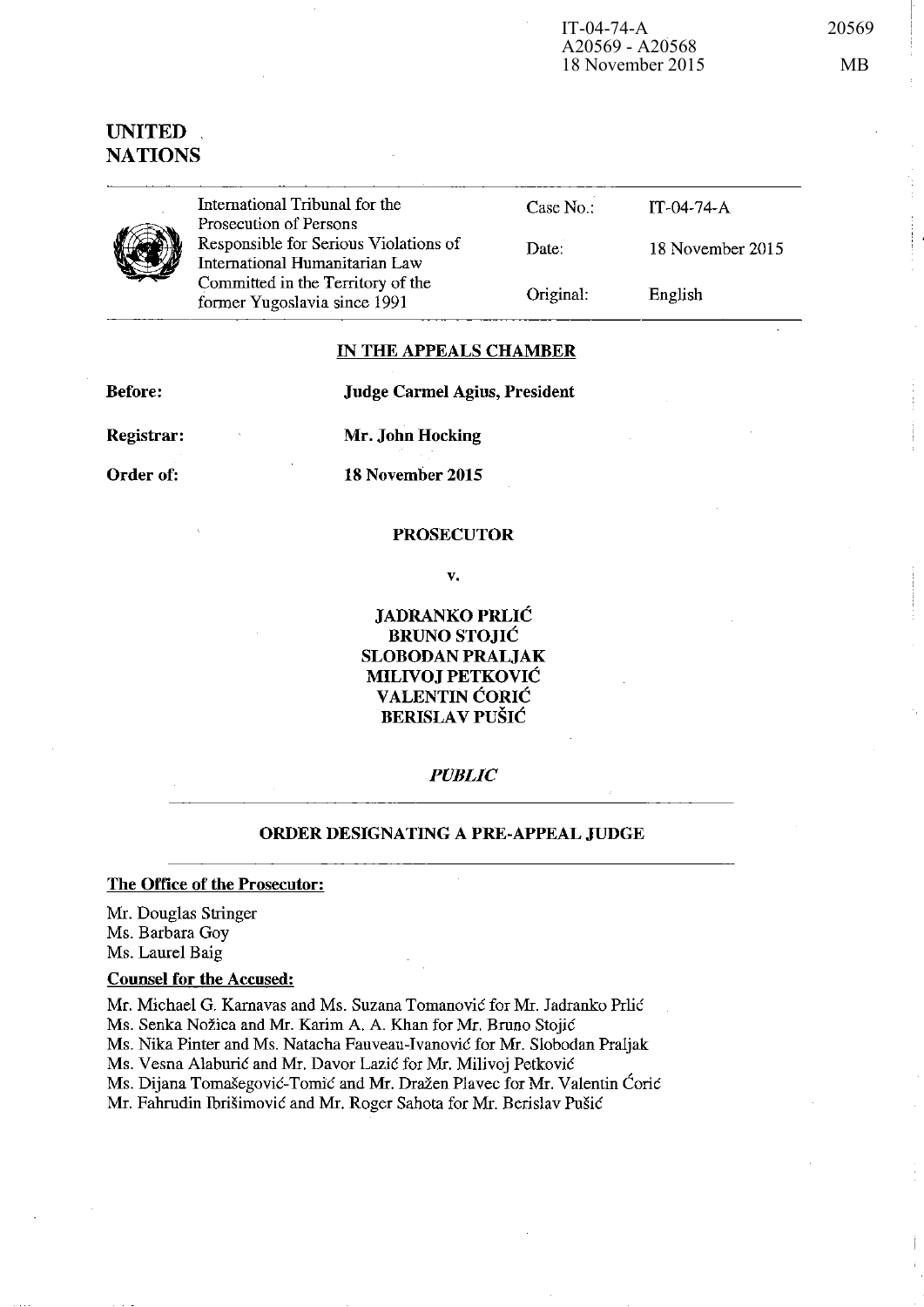IT-04-74-A
A20569 - A20568
18 November 2015

# UNITED NATIONS

| International Tribunal for the Prosecution of Persons Responsible for Serious Violations of International Humanitarian Law Committed in the Territory of the former Yugoslavia since 1991 | Case No.: | IT-04-74-A |
|---|---|---|
| | Date: | 18 November 2015 |
| | Original: | English |

**IN THE APPEALS CHAMBER**

**Before:** **Judge Carmel Agius, President**

**Registrar:** **Mr. John Hocking**

**Order of:** **18 November 2015**

**PROSECUTOR**

**v.**

**JADRANKO PRLIĆ**
**BRUNO STOJIĆ**
**SLOBODAN PRALJAK**
**MILIVOJ PETKOVIĆ**
**VALENTIN ĆORIĆ**
**BERISLAV PUŠIĆ**

***PUBLIC***

## ORDER DESIGNATING A PRE-APPEAL JUDGE

**The Office of the Prosecutor:**

Mr. Douglas Stringer
Ms. Barbara Goy
Ms. Laurel Baig

**Counsel for the Accused:**

Mr. Michael G. Karnavas and Ms. Suzana Tomanović for Mr. Jadranko Prlić
Ms. Senka Nožica and Mr. Karim A. A. Khan for Mr. Bruno Stojić
Ms. Nika Pinter and Ms. Natacha Fauveau-Ivanović for Mr. Slobodan Praljak
Ms. Vesna Alaburić and Mr. Davor Lazić for Mr. Milivoj Petković
Ms. Dijana Tomašegović-Tomić and Mr. Dražen Plavec for Mr. Valentin Ćorić
Mr. Fahrudin Ibrišimović and Mr. Roger Sahota for Mr. Berislav Pušić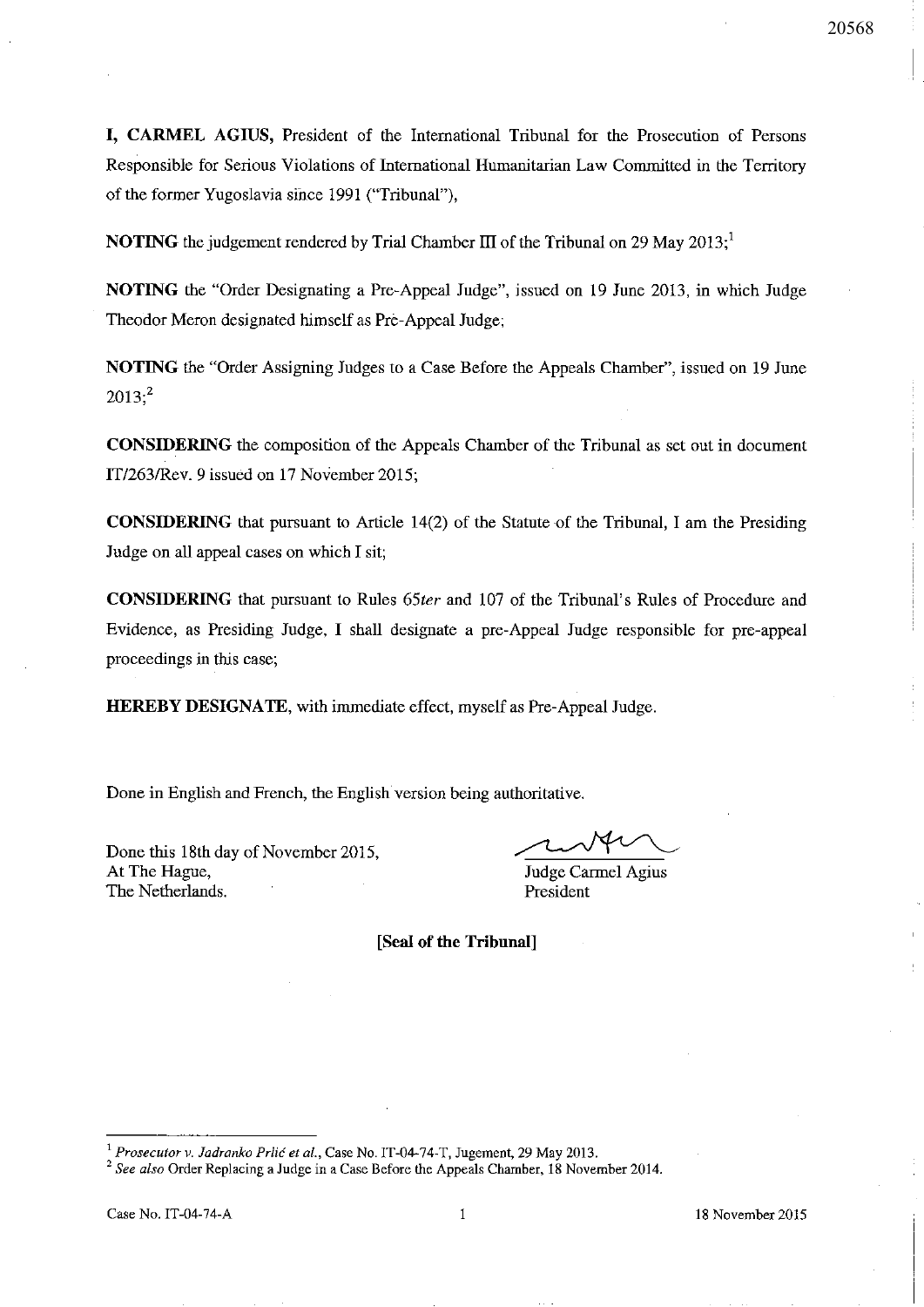**I, CARMEL AGIUS,** President of the International Tribunal for the Prosecution of Persons Responsible for Serious Violations of International Humanitarian Law Committed in the Territory of the former Yugoslavia since 1991 ("Tribunal"),

**NOTING** the judgement rendered by Trial Chamber III of the Tribunal on 29 May 2013;[1]

**NOTING** the "Order Designating a Pre-Appeal Judge", issued on 19 June 2013, in which Judge Theodor Meron designated himself as Pre-Appeal Judge;

**NOTING** the "Order Assigning Judges to a Case Before the Appeals Chamber", issued on 19 June 2013;[2]

**CONSIDERING** the composition of the Appeals Chamber of the Tribunal as set out in document IT/263/Rev. 9 issued on 17 November 2015;

**CONSIDERING** that pursuant to Article 14(2) of the Statute of the Tribunal, I am the Presiding Judge on all appeal cases on which I sit;

**CONSIDERING** that pursuant to Rules 65*ter* and 107 of the Tribunal's Rules of Procedure and Evidence, as Presiding Judge, I shall designate a pre-Appeal Judge responsible for pre-appeal proceedings in this case;

**HEREBY DESIGNATE,** with immediate effect, myself as Pre-Appeal Judge.

Done in English and French, the English version being authoritative.

Done this 18th day of November 2015,
At The Hague,
The Netherlands.

Judge Carmel Agius
President

**[Seal of the Tribunal]**

---

[1] *Prosecutor v. Jadranko Prlić et al.*, Case No. IT-04-74-T, Jugement, 29 May 2013.

[2] *See also* Order Replacing a Judge in a Case Before the Appeals Chamber, 18 November 2014.